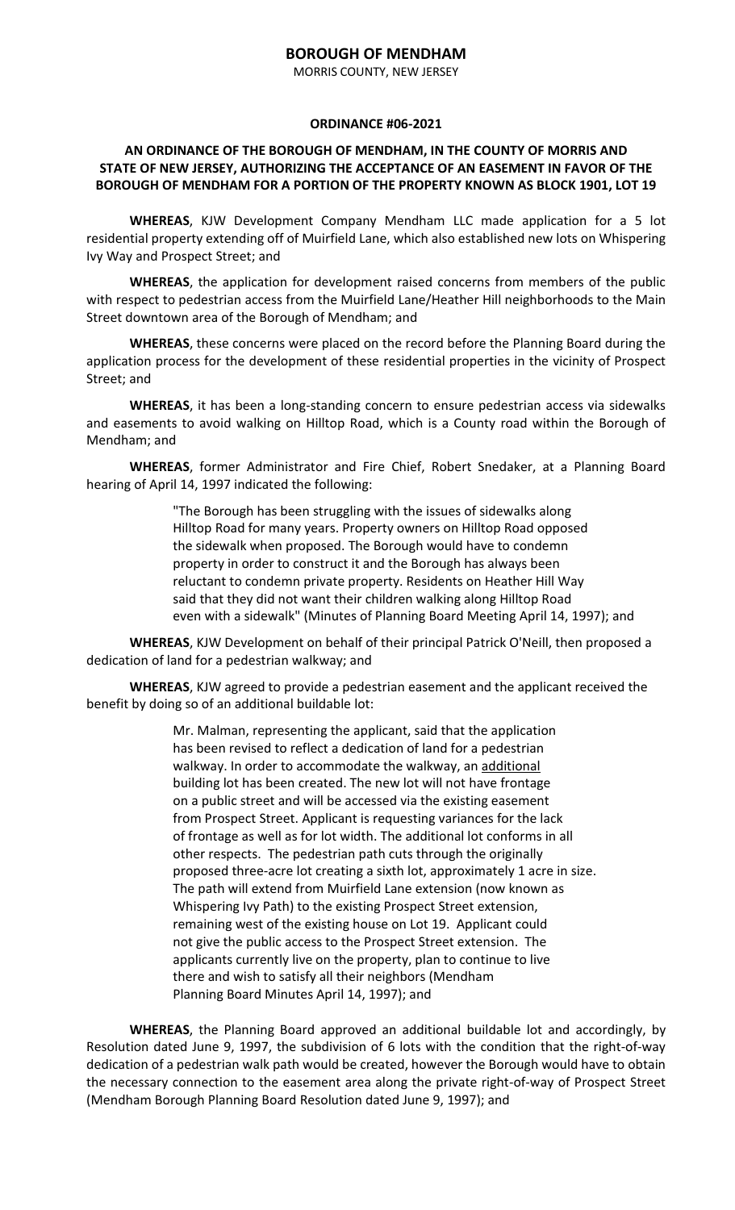# BOROUGH OF MENDHAM

MORRIS COUNTY, NEW JERSEY

**ORDINANCE #06-2021**

**AN ORDINANCE OF THE BOROUGH OF MENDHAM, IN THE COUNTY OF MORRIS AND STATE OF NEW JERSEY, AUTHORIZING THE ACCEPTANCE OF AN EASEMENT IN FAVOR OF THE BOROUGH OF MENDHAM FOR A PORTION OF THE PROPERTY KNOWN AS BLOCK 1901, LOT 19**

**WHEREAS**, KJW Development Company Mendham LLC made application for a 5 lot residential property extending off of Muirfield Lane, which also established new lots on Whispering Ivy Way and Prospect Street; and

**WHEREAS**, the application for development raised concerns from members of the public with respect to pedestrian access from the Muirfield Lane/Heather Hill neighborhoods to the Main Street downtown area of the Borough of Mendham; and

**WHEREAS**, these concerns were placed on the record before the Planning Board during the application process for the development of these residential properties in the vicinity of Prospect Street; and

**WHEREAS**, it has been a long-standing concern to ensure pedestrian access via sidewalks and easements to avoid walking on Hilltop Road, which is a County road within the Borough of Mendham; and

**WHEREAS**, former Administrator and Fire Chief, Robert Snedaker, at a Planning Board hearing of April 14, 1997 indicated the following:

> "The Borough has been struggling with the issues of sidewalks along Hilltop Road for many years. Property owners on Hilltop Road opposed the sidewalk when proposed. The Borough would have to condemn property in order to construct it and the Borough has always been reluctant to condemn private property. Residents on Heather Hill Way said that they did not want their children walking along Hilltop Road even with a sidewalk" (Minutes of Planning Board Meeting April 14, 1997); and

**WHEREAS**, KJW Development on behalf of their principal Patrick O'Neill, then proposed a dedication of land for a pedestrian walkway; and

**WHEREAS**, KJW agreed to provide a pedestrian easement and the applicant received the benefit by doing so of an additional buildable lot:

> Mr. Malman, representing the applicant, said that the application has been revised to reflect a dedication of land for a pedestrian walkway. In order to accommodate the walkway, an additional building lot has been created. The new lot will not have frontage on a public street and will be accessed via the existing easement from Prospect Street. Applicant is requesting variances for the lack of frontage as well as for lot width. The additional lot conforms in all other respects. The pedestrian path cuts through the originally proposed three-acre lot creating a sixth lot, approximately 1 acre in size. The path will extend from Muirfield Lane extension (now known as Whispering Ivy Path) to the existing Prospect Street extension, remaining west of the existing house on Lot 19. Applicant could not give the public access to the Prospect Street extension. The applicants currently live on the property, plan to continue to live there and wish to satisfy all their neighbors (Mendham Planning Board Minutes April 14, 1997); and

**WHEREAS**, the Planning Board approved an additional buildable lot and accordingly, by Resolution dated June 9, 1997, the subdivision of 6 lots with the condition that the right-of-way dedication of a pedestrian walk path would be created, however the Borough would have to obtain the necessary connection to the easement area along the private right-of-way of Prospect Street (Mendham Borough Planning Board Resolution dated June 9, 1997); and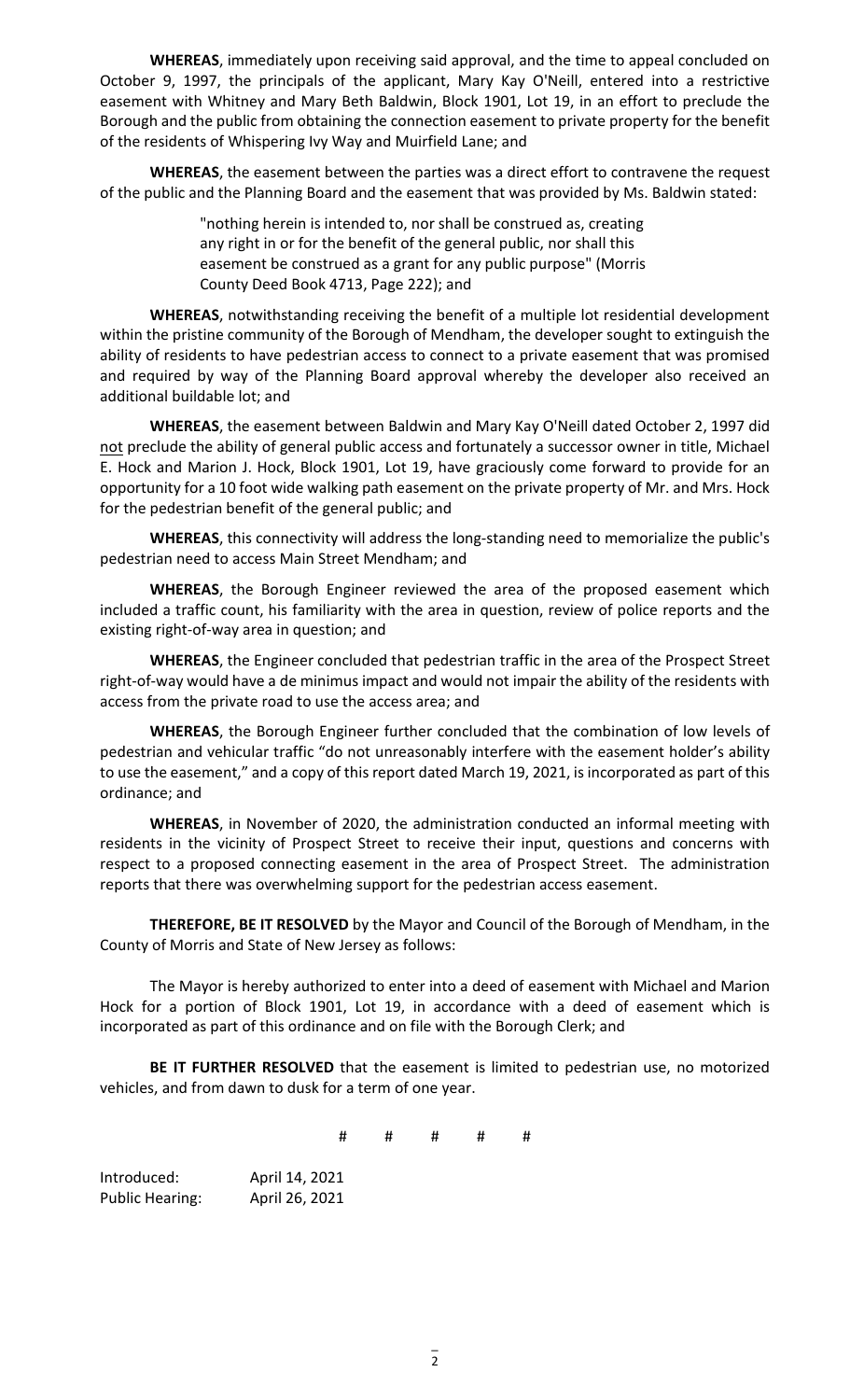**WHEREAS**, immediately upon receiving said approval, and the time to appeal concluded on October 9, 1997, the principals of the applicant, Mary Kay O'Neill, entered into a restrictive easement with Whitney and Mary Beth Baldwin, Block 1901, Lot 19, in an effort to preclude the Borough and the public from obtaining the connection easement to private property for the benefit of the residents of Whispering Ivy Way and Muirfield Lane; and

**WHEREAS**, the easement between the parties was a direct effort to contravene the request of the public and the Planning Board and the easement that was provided by Ms. Baldwin stated:

> "nothing herein is intended to, nor shall be construed as, creating any right in or for the benefit of the general public, nor shall this easement be construed as a grant for any public purpose" (Morris County Deed Book 4713, Page 222); and

**WHEREAS**, notwithstanding receiving the benefit of a multiple lot residential development within the pristine community of the Borough of Mendham, the developer sought to extinguish the ability of residents to have pedestrian access to connect to a private easement that was promised and required by way of the Planning Board approval whereby the developer also received an additional buildable lot; and

**WHEREAS**, the easement between Baldwin and Mary Kay O'Neill dated October 2, 1997 did not preclude the ability of general public access and fortunately a successor owner in title, Michael E. Hock and Marion J. Hock, Block 1901, Lot 19, have graciously come forward to provide for an opportunity for a 10 foot wide walking path easement on the private property of Mr. and Mrs. Hock for the pedestrian benefit of the general public; and

**WHEREAS**, this connectivity will address the long-standing need to memorialize the public's pedestrian need to access Main Street Mendham; and

**WHEREAS**, the Borough Engineer reviewed the area of the proposed easement which included a traffic count, his familiarity with the area in question, review of police reports and the existing right-of-way area in question; and

**WHEREAS**, the Engineer concluded that pedestrian traffic in the area of the Prospect Street right-of-way would have a de minimus impact and would not impair the ability of the residents with access from the private road to use the access area; and

**WHEREAS**, the Borough Engineer further concluded that the combination of low levels of pedestrian and vehicular traffic "do not unreasonably interfere with the easement holder's ability to use the easement," and a copy of this report dated March 19, 2021, is incorporated as part of this ordinance; and

**WHEREAS**, in November of 2020, the administration conducted an informal meeting with residents in the vicinity of Prospect Street to receive their input, questions and concerns with respect to a proposed connecting easement in the area of Prospect Street. The administration reports that there was overwhelming support for the pedestrian access easement.

**THEREFORE, BE IT RESOLVED** by the Mayor and Council of the Borough of Mendham, in the County of Morris and State of New Jersey as follows:

The Mayor is hereby authorized to enter into a deed of easement with Michael and Marion Hock for a portion of Block 1901, Lot 19, in accordance with a deed of easement which is incorporated as part of this ordinance and on file with the Borough Clerk; and

**BE IT FURTHER RESOLVED** that the easement is limited to pedestrian use, no motorized vehicles, and from dawn to dusk for a term of one year.

# # # # #

Introduced: April 14, 2021
Public Hearing: April 26, 2021